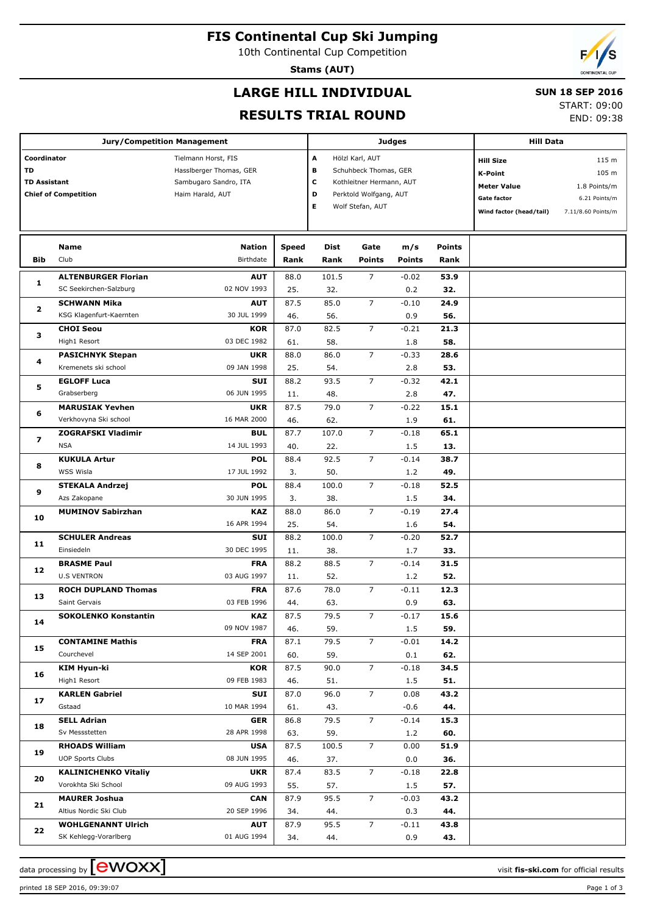# FIS Continental Cup Ski Jumping

10th Continental Cup Competition

**Stams (AUT)**

## LARGE HILL INDIVIDUAL

## RESULTS TRIAL ROUND

**SUN 18 SEP 2016**

START: 09:00
END: 09:38

| Jury/Competition Management | | Judges | | Hill Data | |
|---|---|---|---|---|---|
| Coordinator | Tielmann Horst, FIS | A | Hölzl Karl, AUT | Hill Size | 115 m |
| TD | Hasslberger Thomas, GER | B | Schuhbeck Thomas, GER | K-Point | 105 m |
| TD Assistant | Sambugaro Sandro, ITA | C | Kothleitner Hermann, AUT | Meter Value | 1.8 Points/m |
| Chief of Competition | Haim Harald, AUT | D | Perktold Wolfgang, AUT | Gate factor | 6.21 Points/m |
| | | E | Wolf Stefan, AUT | Wind factor (head/tail) | 7.11/8.60 Points/m |

| Bib | Name / Club | Nation / Birthdate | Speed / Rank | Dist / Rank | Gate / Points | m/s / Points | Points / Rank |
|---|---|---|---|---|---|---|---|
| 1 | **ALTENBURGER Florian** | **AUT** | 88.0 | 101.5 | 7 | -0.02 | **53.9** |
| | SC Seekirchen-Salzburg | 02 NOV 1993 | 25. | 32. | | 0.2 | **32.** |
| 2 | **SCHWANN Mika** | **AUT** | 87.5 | 85.0 | 7 | -0.10 | **24.9** |
| | KSG Klagenfurt-Kaernten | 30 JUL 1999 | 46. | 56. | | 0.9 | **56.** |
| 3 | **CHOI Seou** | **KOR** | 87.0 | 82.5 | 7 | -0.21 | **21.3** |
| | High1 Resort | 03 DEC 1982 | 61. | 58. | | 1.8 | **58.** |
| 4 | **PASICHNYK Stepan** | **UKR** | 88.0 | 86.0 | 7 | -0.33 | **28.6** |
| | Kremenets ski school | 09 JAN 1998 | 25. | 54. | | 2.8 | **53.** |
| 5 | **EGLOFF Luca** | **SUI** | 88.2 | 93.5 | 7 | -0.32 | **42.1** |
| | Grabserberg | 06 JUN 1995 | 11. | 48. | | 2.8 | **47.** |
| 6 | **MARUSIAK Yevhen** | **UKR** | 87.5 | 79.0 | 7 | -0.22 | **15.1** |
| | Verkhovyna Ski school | 16 MAR 2000 | 46. | 62. | | 1.9 | **61.** |
| 7 | **ZOGRAFSKI Vladimir** | **BUL** | 87.7 | 107.0 | 7 | -0.18 | **65.1** |
| | NSA | 14 JUL 1993 | 40. | 22. | | 1.5 | **13.** |
| 8 | **KUKULA Artur** | **POL** | 88.4 | 92.5 | 7 | -0.14 | **38.7** |
| | WSS Wisla | 17 JUL 1992 | 3. | 50. | | 1.2 | **49.** |
| 9 | **STEKALA Andrzej** | **POL** | 88.4 | 100.0 | 7 | -0.18 | **52.5** |
| | Azs Zakopane | 30 JUN 1995 | 3. | 38. | | 1.5 | **34.** |
| 10 | **MUMINOV Sabirzhan** | **KAZ** | 88.0 | 86.0 | 7 | -0.19 | **27.4** |
| | | 16 APR 1994 | 25. | 54. | | 1.6 | **54.** |
| 11 | **SCHULER Andreas** | **SUI** | 88.2 | 100.0 | 7 | -0.20 | **52.7** |
| | Einsiedeln | 30 DEC 1995 | 11. | 38. | | 1.7 | **33.** |
| 12 | **BRASME Paul** | **FRA** | 88.2 | 88.5 | 7 | -0.14 | **31.5** |
| | U.S VENTRON | 03 AUG 1997 | 11. | 52. | | 1.2 | **52.** |
| 13 | **ROCH DUPLAND Thomas** | **FRA** | 87.6 | 78.0 | 7 | -0.11 | **12.3** |
| | Saint Gervais | 03 FEB 1996 | 44. | 63. | | 0.9 | **63.** |
| 14 | **SOKOLENKO Konstantin** | **KAZ** | 87.5 | 79.5 | 7 | -0.17 | **15.6** |
| | | 09 NOV 1987 | 46. | 59. | | 1.5 | **59.** |
| 15 | **CONTAMINE Mathis** | **FRA** | 87.1 | 79.5 | 7 | -0.01 | **14.2** |
| | Courchevel | 14 SEP 2001 | 60. | 59. | | 0.1 | **62.** |
| 16 | **KIM Hyun-ki** | **KOR** | 87.5 | 90.0 | 7 | -0.18 | **34.5** |
| | High1 Resort | 09 FEB 1983 | 46. | 51. | | 1.5 | **51.** |
| 17 | **KARLEN Gabriel** | **SUI** | 87.0 | 96.0 | 7 | 0.08 | **43.2** |
| | Gstaad | 10 MAR 1994 | 61. | 43. | | -0.6 | **44.** |
| 18 | **SELL Adrian** | **GER** | 86.8 | 79.5 | 7 | -0.14 | **15.3** |
| | Sv Messstetten | 28 APR 1998 | 63. | 59. | | 1.2 | **60.** |
| 19 | **RHOADS William** | **USA** | 87.5 | 100.5 | 7 | 0.00 | **51.9** |
| | UOP Sports Clubs | 08 JUN 1995 | 46. | 37. | | 0.0 | **36.** |
| 20 | **KALINICHENKO Vitaliy** | **UKR** | 87.4 | 83.5 | 7 | -0.18 | **22.8** |
| | Vorokhta Ski School | 09 AUG 1993 | 55. | 57. | | 1.5 | **57.** |
| 21 | **MAURER Joshua** | **CAN** | 87.9 | 95.5 | 7 | -0.03 | **43.2** |
| | Altius Nordic Ski Club | 20 SEP 1996 | 34. | 44. | | 0.3 | **44.** |
| 22 | **WOHLGENANNT Ulrich** | **AUT** | 87.9 | 95.5 | 7 | -0.11 | **43.8** |
| | SK Kehlegg-Vorarlberg | 01 AUG 1994 | 34. | 44. | | 0.9 | **43.** |

data processing by ewoxx — visit **fis-ski.com** for official results

printed 18 SEP 2016, 09:39:07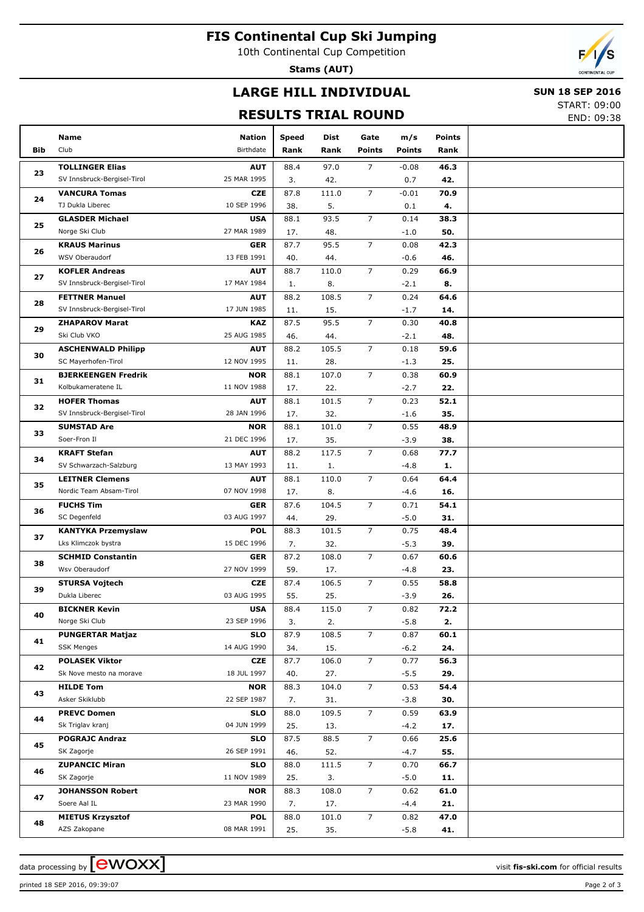# FIS Continental Cup Ski Jumping

10th Continental Cup Competition

**Stams (AUT)**

## LARGE HILL INDIVIDUAL

## RESULTS TRIAL ROUND

**SUN 18 SEP 2016**

START: 09:00

END: 09:38

| Bib | Name<br>Club | Nation<br>Birthdate | Speed<br>Rank | Dist<br>Rank | Gate<br>Points | m/s<br>Points | Points<br>Rank |
|---|---|---|---|---|---|---|---|
| 23 | **TOLLINGER Elias**<br>SV Innsbruck-Bergisel-Tirol | **AUT**<br>25 MAR 1995 | 88.4<br>3. | 97.0<br>42. | 7 | -0.08<br>0.7 | **46.3**<br>**42.** |
| 24 | **VANCURA Tomas**<br>TJ Dukla Liberec | **CZE**<br>10 SEP 1996 | 87.8<br>38. | 111.0<br>5. | 7 | -0.01<br>0.1 | **70.9**<br>**4.** |
| 25 | **GLASDER Michael**<br>Norge Ski Club | **USA**<br>27 MAR 1989 | 88.1<br>17. | 93.5<br>48. | 7 | 0.14<br>-1.0 | **38.3**<br>**50.** |
| 26 | **KRAUS Marinus**<br>WSV Oberaudorf | **GER**<br>13 FEB 1991 | 87.7<br>40. | 95.5<br>44. | 7 | 0.08<br>-0.6 | **42.3**<br>**46.** |
| 27 | **KOFLER Andreas**<br>SV Innsbruck-Bergisel-Tirol | **AUT**<br>17 MAY 1984 | 88.7<br>1. | 110.0<br>8. | 7 | 0.29<br>-2.1 | **66.9**<br>**8.** |
| 28 | **FETTNER Manuel**<br>SV Innsbruck-Bergisel-Tirol | **AUT**<br>17 JUN 1985 | 88.2<br>11. | 108.5<br>15. | 7 | 0.24<br>-1.7 | **64.6**<br>**14.** |
| 29 | **ZHAPAROV Marat**<br>Ski Club VKO | **KAZ**<br>25 AUG 1985 | 87.5<br>46. | 95.5<br>44. | 7 | 0.30<br>-2.1 | **40.8**<br>**48.** |
| 30 | **ASCHENWALD Philipp**<br>SC Mayerhofen-Tirol | **AUT**<br>12 NOV 1995 | 88.2<br>11. | 105.5<br>28. | 7 | 0.18<br>-1.3 | **59.6**<br>**25.** |
| 31 | **BJERKEENGEN Fredrik**<br>Kolbukameratene IL | **NOR**<br>11 NOV 1988 | 88.1<br>17. | 107.0<br>22. | 7 | 0.38<br>-2.7 | **60.9**<br>**22.** |
| 32 | **HOFER Thomas**<br>SV Innsbruck-Bergisel-Tirol | **AUT**<br>28 JAN 1996 | 88.1<br>17. | 101.5<br>32. | 7 | 0.23<br>-1.6 | **52.1**<br>**35.** |
| 33 | **SUMSTAD Are**<br>Soer-Fron Il | **NOR**<br>21 DEC 1996 | 88.1<br>17. | 101.0<br>35. | 7 | 0.55<br>-3.9 | **48.9**<br>**38.** |
| 34 | **KRAFT Stefan**<br>SV Schwarzach-Salzburg | **AUT**<br>13 MAY 1993 | 88.2<br>11. | 117.5<br>1. | 7 | 0.68<br>-4.8 | **77.7**<br>**1.** |
| 35 | **LEITNER Clemens**<br>Nordic Team Absam-Tirol | **AUT**<br>07 NOV 1998 | 88.1<br>17. | 110.0<br>8. | 7 | 0.64<br>-4.6 | **64.4**<br>**16.** |
| 36 | **FUCHS Tim**<br>SC Degenfeld | **GER**<br>03 AUG 1997 | 87.6<br>44. | 104.5<br>29. | 7 | 0.71<br>-5.0 | **54.1**<br>**31.** |
| 37 | **KANTYKA Przemyslaw**<br>Lks Klimczok bystra | **POL**<br>15 DEC 1996 | 88.3<br>7. | 101.5<br>32. | 7 | 0.75<br>-5.3 | **48.4**<br>**39.** |
| 38 | **SCHMID Constantin**<br>Wsv Oberaudorf | **GER**<br>27 NOV 1999 | 87.2<br>59. | 108.0<br>17. | 7 | 0.67<br>-4.8 | **60.6**<br>**23.** |
| 39 | **STURSA Vojtech**<br>Dukla Liberec | **CZE**<br>03 AUG 1995 | 87.4<br>55. | 106.5<br>25. | 7 | 0.55<br>-3.9 | **58.8**<br>**26.** |
| 40 | **BICKNER Kevin**<br>Norge Ski Club | **USA**<br>23 SEP 1996 | 88.4<br>3. | 115.0<br>2. | 7 | 0.82<br>-5.8 | **72.2**<br>**2.** |
| 41 | **PUNGERTAR Matjaz**<br>SSK Menges | **SLO**<br>14 AUG 1990 | 87.9<br>34. | 108.5<br>15. | 7 | 0.87<br>-6.2 | **60.1**<br>**24.** |
| 42 | **POLASEK Viktor**<br>Sk Nove mesto na morave | **CZE**<br>18 JUL 1997 | 87.7<br>40. | 106.0<br>27. | 7 | 0.77<br>-5.5 | **56.3**<br>**29.** |
| 43 | **HILDE Tom**<br>Asker Skiklubb | **NOR**<br>22 SEP 1987 | 88.3<br>7. | 104.0<br>31. | 7 | 0.53<br>-3.8 | **54.4**<br>**30.** |
| 44 | **PREVC Domen**<br>Sk Triglav kranj | **SLO**<br>04 JUN 1999 | 88.0<br>25. | 109.5<br>13. | 7 | 0.59<br>-4.2 | **63.9**<br>**17.** |
| 45 | **POGRAJC Andraz**<br>SK Zagorje | **SLO**<br>26 SEP 1991 | 87.5<br>46. | 88.5<br>52. | 7 | 0.66<br>-4.7 | **25.6**<br>**55.** |
| 46 | **ZUPANCIC Miran**<br>SK Zagorje | **SLO**<br>11 NOV 1989 | 88.0<br>25. | 111.5<br>3. | 7 | 0.70<br>-5.0 | **66.7**<br>**11.** |
| 47 | **JOHANSSON Robert**<br>Soere Aal IL | **NOR**<br>23 MAR 1990 | 88.3<br>7. | 108.0<br>17. | 7 | 0.62<br>-4.4 | **61.0**<br>**21.** |
| 48 | **MIETUS Krzysztof**<br>AZS Zakopane | **POL**<br>08 MAR 1991 | 88.0<br>25. | 101.0<br>35. | 7 | 0.82<br>-5.8 | **47.0**<br>**41.** |

data processing by ewoxx

visit **fis-ski.com** for official results

printed 18 SEP 2016, 09:39:07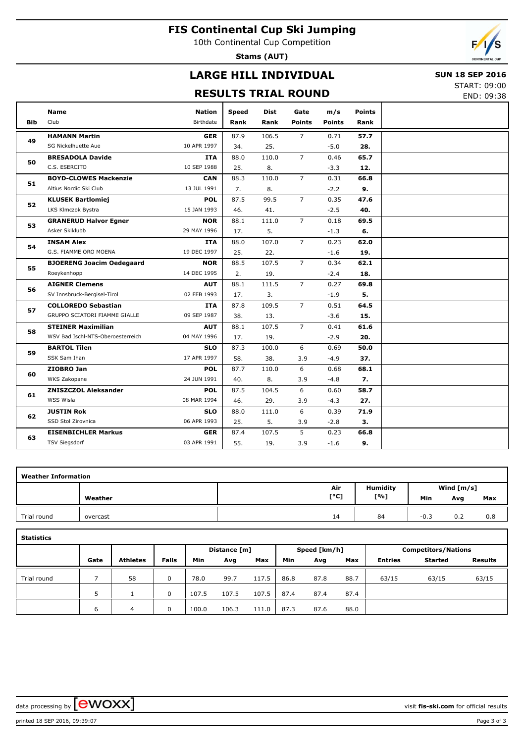# FIS Continental Cup Ski Jumping

10th Continental Cup Competition

**Stams (AUT)**

## LARGE HILL INDIVIDUAL

**SUN 18 SEP 2016**

START: 09:00
END: 09:38

## RESULTS TRIAL ROUND

| Bib | Name / Club | Nation / Birthdate | Speed / Rank | Dist / Rank | Gate / Points | m/s / Points | Points / Rank |
|---|---|---|---|---|---|---|---|
| 49 | **HAMANN Martin** | **GER** | 87.9 | 106.5 | 7 | 0.71 | **57.7** |
| | SG Nickelhuette Aue | 10 APR 1997 | 34. | 25. | | -5.0 | **28.** |
| 50 | **BRESADOLA Davide** | **ITA** | 88.0 | 110.0 | 7 | 0.46 | **65.7** |
| | C.S. ESERCITO | 10 SEP 1988 | 25. | 8. | | -3.3 | **12.** |
| 51 | **BOYD-CLOWES Mackenzie** | **CAN** | 88.3 | 110.0 | 7 | 0.31 | **66.8** |
| | Altius Nordic Ski Club | 13 JUL 1991 | 7. | 8. | | -2.2 | **9.** |
| 52 | **KLUSEK Bartlomiej** | **POL** | 87.5 | 99.5 | 7 | 0.35 | **47.6** |
| | LKS Klmczok Bystra | 15 JAN 1993 | 46. | 41. | | -2.5 | **40.** |
| 53 | **GRANERUD Halvor Egner** | **NOR** | 88.1 | 111.0 | 7 | 0.18 | **69.5** |
| | Asker Skiklubb | 29 MAY 1996 | 17. | 5. | | -1.3 | **6.** |
| 54 | **INSAM Alex** | **ITA** | 88.0 | 107.0 | 7 | 0.23 | **62.0** |
| | G.S. FIAMME ORO MOENA | 19 DEC 1997 | 25. | 22. | | -1.6 | **19.** |
| 55 | **BJOERENG Joacim Oedegaard** | **NOR** | 88.5 | 107.5 | 7 | 0.34 | **62.1** |
| | Roeykenhopp | 14 DEC 1995 | 2. | 19. | | -2.4 | **18.** |
| 56 | **AIGNER Clemens** | **AUT** | 88.1 | 111.5 | 7 | 0.27 | **69.8** |
| | SV Innsbruck-Bergisel-Tirol | 02 FEB 1993 | 17. | 3. | | -1.9 | **5.** |
| 57 | **COLLOREDO Sebastian** | **ITA** | 87.8 | 109.5 | 7 | 0.51 | **64.5** |
| | GRUPPO SCIATORI FIAMME GIALLE | 09 SEP 1987 | 38. | 13. | | -3.6 | **15.** |
| 58 | **STEINER Maximilian** | **AUT** | 88.1 | 107.5 | 7 | 0.41 | **61.6** |
| | WSV Bad Ischl-NTS-Oberoesterreich | 04 MAY 1996 | 17. | 19. | | -2.9 | **20.** |
| 59 | **BARTOL Tilen** | **SLO** | 87.3 | 100.0 | 6 | 0.69 | **50.0** |
| | SSK Sam Ihan | 17 APR 1997 | 58. | 38. | 3.9 | -4.9 | **37.** |
| 60 | **ZIOBRO Jan** | **POL** | 87.7 | 110.0 | 6 | 0.68 | **68.1** |
| | WKS Zakopane | 24 JUN 1991 | 40. | 8. | 3.9 | -4.8 | **7.** |
| 61 | **ZNISZCZOL Aleksander** | **POL** | 87.5 | 104.5 | 6 | 0.60 | **58.7** |
| | WSS Wisla | 08 MAR 1994 | 46. | 29. | 3.9 | -4.3 | **27.** |
| 62 | **JUSTIN Rok** | **SLO** | 88.0 | 111.0 | 6 | 0.39 | **71.9** |
| | SSD Stol Zirovnica | 06 APR 1993 | 25. | 5. | 3.9 | -2.8 | **3.** |
| 63 | **EISENBICHLER Markus** | **GER** | 87.4 | 107.5 | 5 | 0.23 | **66.8** |
| | TSV Siegsdorf | 03 APR 1991 | 55. | 19. | 3.9 | -1.6 | **9.** |

**Weather Information**

| | Weather | Air [°C] | Humidity [%] | Wind [m/s] Min | Avg | Max |
|---|---|---|---|---|---|---|
| Trial round | overcast | 14 | 84 | -0.3 | 0.2 | 0.8 |

**Statistics**

| | Gate | Athletes | Falls | Distance [m] Min | Avg | Max | Speed [km/h] Min | Avg | Max | Competitors/Nations Entries | Started | Results |
|---|---|---|---|---|---|---|---|---|---|---|---|---|
| Trial round | 7 | 58 | 0 | 78.0 | 99.7 | 117.5 | 86.8 | 87.8 | 88.7 | 63/15 | 63/15 | 63/15 |
| | 5 | 1 | 0 | 107.5 | 107.5 | 107.5 | 87.4 | 87.4 | 87.4 | | | |
| | 6 | 4 | 0 | 100.0 | 106.3 | 111.0 | 87.3 | 87.6 | 88.0 | | | |

data processing by ewoxx — visit **fis-ski.com** for official results

printed 18 SEP 2016, 09:39:07